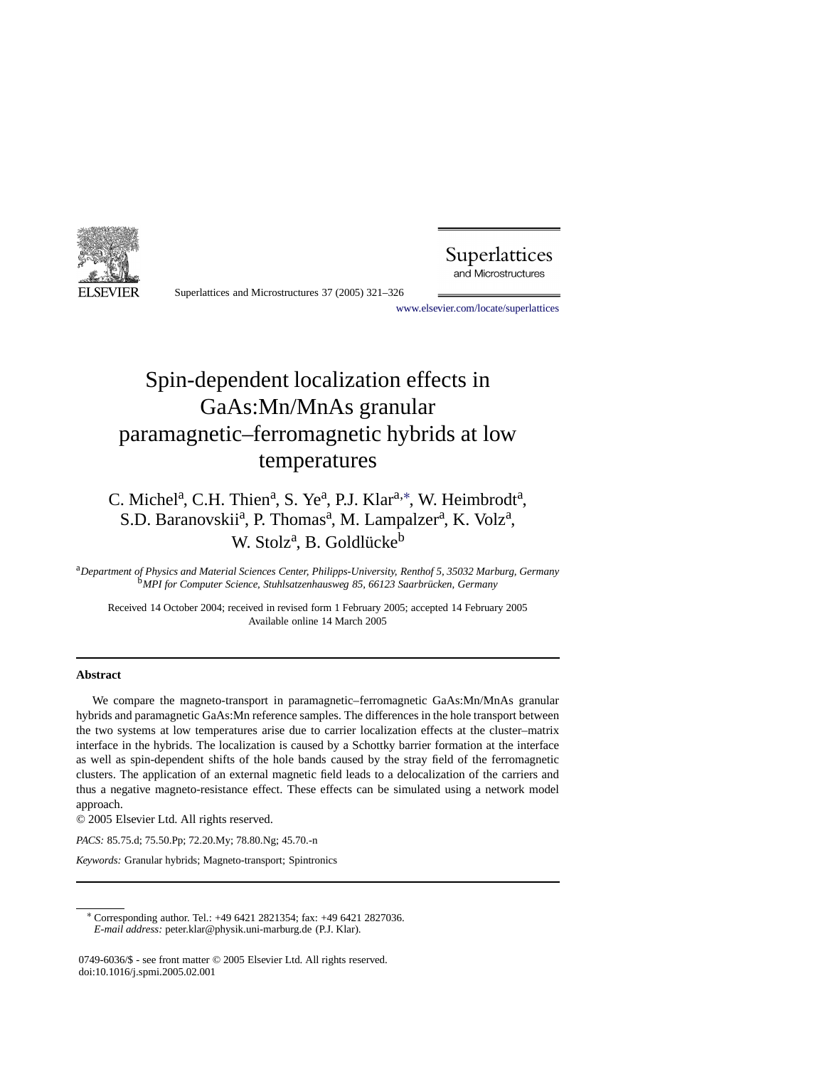# Spin-dependent localization effects in GaAs:Mn/MnAs granular paramagnetic–ferromagnetic hybrids at low temperatures

C. Michel[a], C.H. Thien[a], S. Ye[a], P.J. Klar[a,*], W. Heimbrodt[a], S.D. Baranovskii[a], P. Thomas[a], M. Lampalzer[a], K. Volz[a], W. Stolz[a], B. Goldlücke[b]

[a] *Department of Physics and Material Sciences Center, Philipps-University, Renthof 5, 35032 Marburg, Germany*
[b] *MPI for Computer Science, Stuhlsatzenhausweg 85, 66123 Saarbrücken, Germany*

Received 14 October 2004; received in revised form 1 February 2005; accepted 14 February 2005
Available online 14 March 2005

---

## Abstract

We compare the magneto-transport in paramagnetic–ferromagnetic GaAs:Mn/MnAs granular hybrids and paramagnetic GaAs:Mn reference samples. The differences in the hole transport between the two systems at low temperatures arise due to carrier localization effects at the cluster–matrix interface in the hybrids. The localization is caused by a Schottky barrier formation at the interface as well as spin-dependent shifts of the hole bands caused by the stray field of the ferromagnetic clusters. The application of an external magnetic field leads to a delocalization of the carriers and thus a negative magneto-resistance effect. These effects can be simulated using a network model approach.

© 2005 Elsevier Ltd. All rights reserved.

*PACS:* 85.75.d; 75.50.Pp; 72.20.My; 78.80.Ng; 45.70.-n

*Keywords:* Granular hybrids; Magneto-transport; Spintronics

---

* Corresponding author. Tel.: +49 6421 2821354; fax: +49 6421 2827036.
*E-mail address:* peter.klar@physik.uni-marburg.de (P.J. Klar).

0749-6036/$ - see front matter © 2005 Elsevier Ltd. All rights reserved.
doi:10.1016/j.spmi.2005.02.001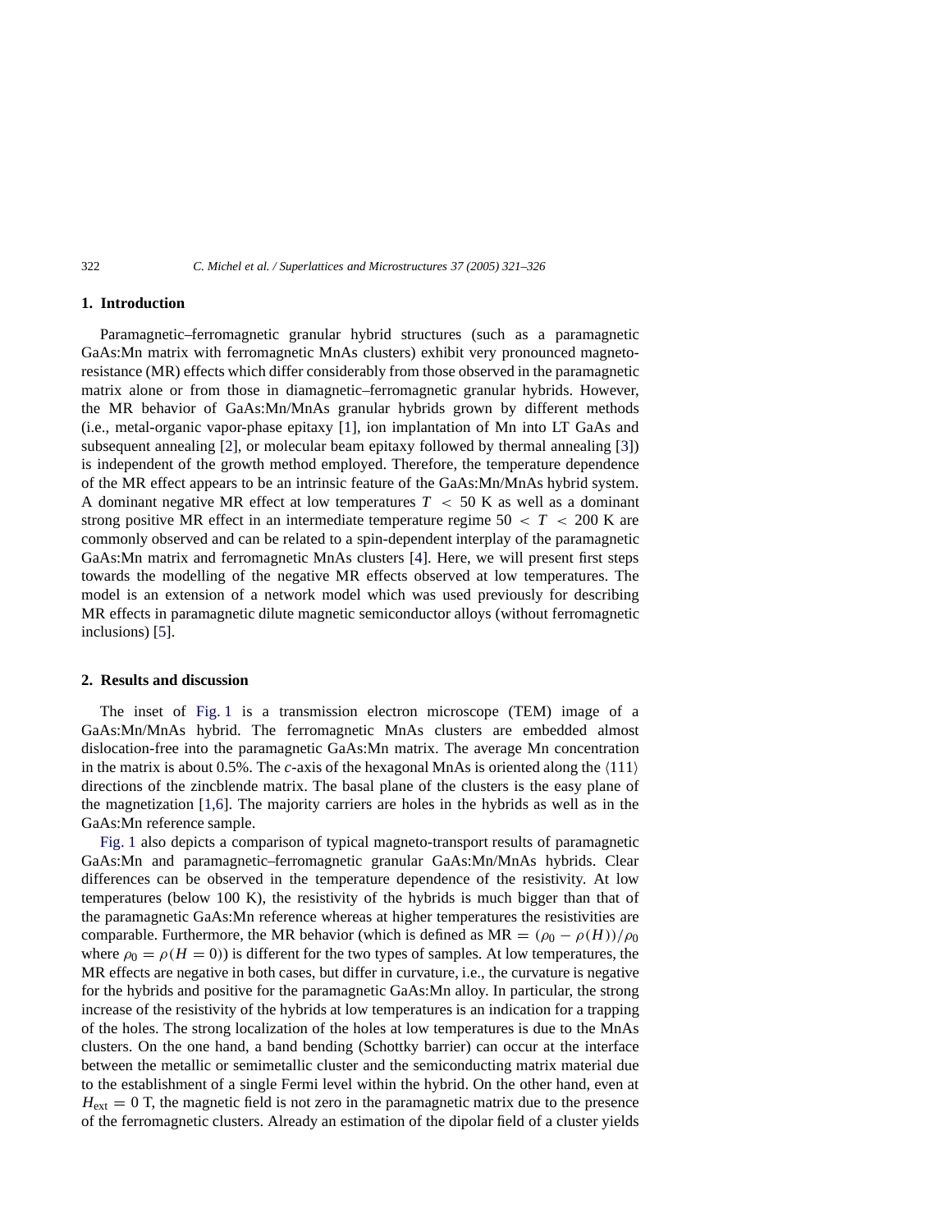## 1. Introduction

Paramagnetic–ferromagnetic granular hybrid structures (such as a paramagnetic GaAs:Mn matrix with ferromagnetic MnAs clusters) exhibit very pronounced magneto-resistance (MR) effects which differ considerably from those observed in the paramagnetic matrix alone or from those in diamagnetic–ferromagnetic granular hybrids. However, the MR behavior of GaAs:Mn/MnAs granular hybrids grown by different methods (i.e., metal-organic vapor-phase epitaxy [1], ion implantation of Mn into LT GaAs and subsequent annealing [2], or molecular beam epitaxy followed by thermal annealing [3]) is independent of the growth method employed. Therefore, the temperature dependence of the MR effect appears to be an intrinsic feature of the GaAs:Mn/MnAs hybrid system. A dominant negative MR effect at low temperatures $T < 50$ K as well as a dominant strong positive MR effect in an intermediate temperature regime $50 < T < 200$ K are commonly observed and can be related to a spin-dependent interplay of the paramagnetic GaAs:Mn matrix and ferromagnetic MnAs clusters [4]. Here, we will present first steps towards the modelling of the negative MR effects observed at low temperatures. The model is an extension of a network model which was used previously for describing MR effects in paramagnetic dilute magnetic semiconductor alloys (without ferromagnetic inclusions) [5].

## 2. Results and discussion

The inset of Fig. 1 is a transmission electron microscope (TEM) image of a GaAs:Mn/MnAs hybrid. The ferromagnetic MnAs clusters are embedded almost dislocation-free into the paramagnetic GaAs:Mn matrix. The average Mn concentration in the matrix is about 0.5%. The *c*-axis of the hexagonal MnAs is oriented along the $\langle 111 \rangle$ directions of the zincblende matrix. The basal plane of the clusters is the easy plane of the magnetization [1,6]. The majority carriers are holes in the hybrids as well as in the GaAs:Mn reference sample.

Fig. 1 also depicts a comparison of typical magneto-transport results of paramagnetic GaAs:Mn and paramagnetic–ferromagnetic granular GaAs:Mn/MnAs hybrids. Clear differences can be observed in the temperature dependence of the resistivity. At low temperatures (below 100 K), the resistivity of the hybrids is much bigger than that of the paramagnetic GaAs:Mn reference whereas at higher temperatures the resistivities are comparable. Furthermore, the MR behavior (which is defined as $\mathrm{MR} = (\rho_0 - \rho(H))/\rho_0$ where $\rho_0 = \rho(H = 0)$) is different for the two types of samples. At low temperatures, the MR effects are negative in both cases, but differ in curvature, i.e., the curvature is negative for the hybrids and positive for the paramagnetic GaAs:Mn alloy. In particular, the strong increase of the resistivity of the hybrids at low temperatures is an indication for a trapping of the holes. The strong localization of the holes at low temperatures is due to the MnAs clusters. On the one hand, a band bending (Schottky barrier) can occur at the interface between the metallic or semimetallic cluster and the semiconducting matrix material due to the establishment of a single Fermi level within the hybrid. On the other hand, even at $H_{\text{ext}} = 0$ T, the magnetic field is not zero in the paramagnetic matrix due to the presence of the ferromagnetic clusters. Already an estimation of the dipolar field of a cluster yields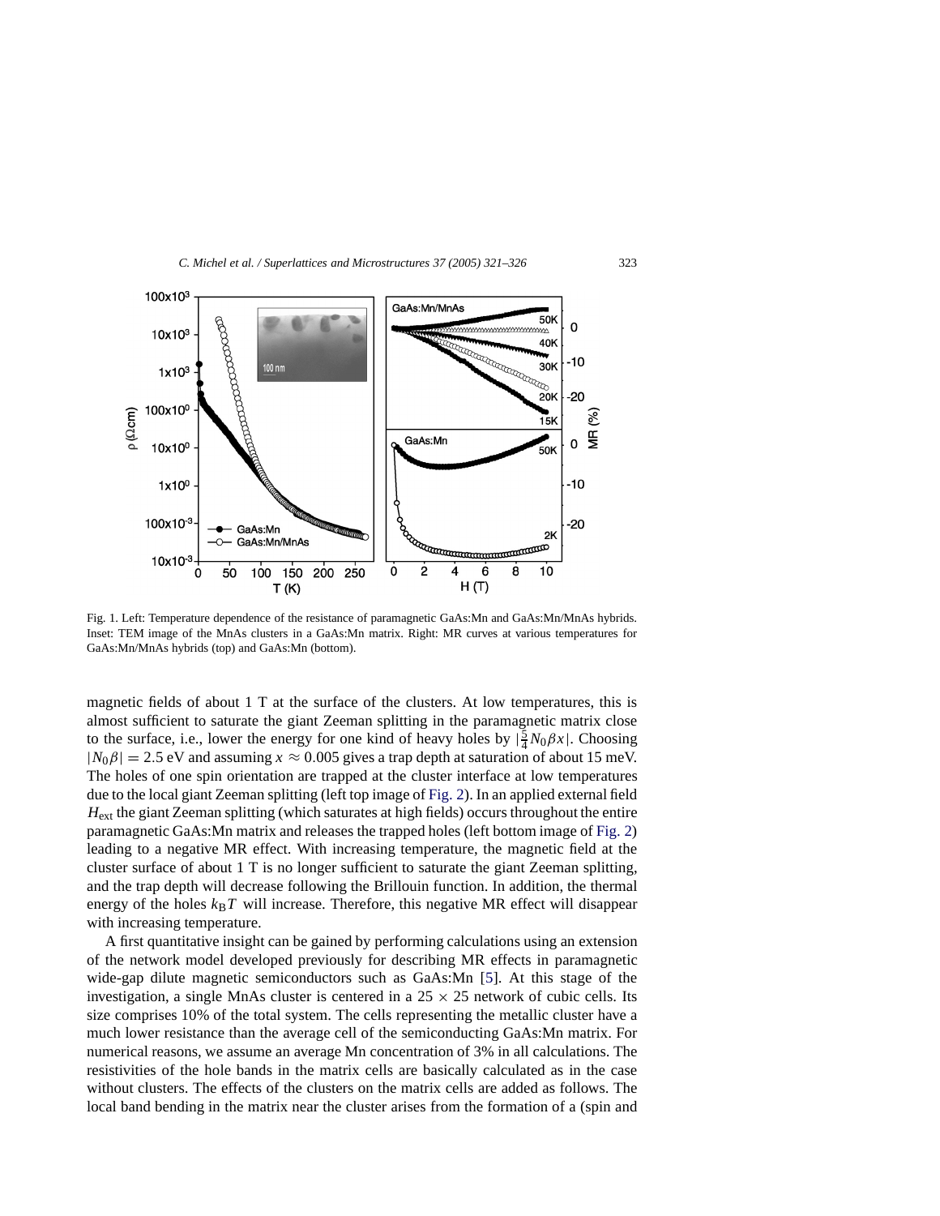Fig. 1. Left: Temperature dependence of the resistance of paramagnetic GaAs:Mn and GaAs:Mn/MnAs hybrids. Inset: TEM image of the MnAs clusters in a GaAs:Mn matrix. Right: MR curves at various temperatures for GaAs:Mn/MnAs hybrids (top) and GaAs:Mn (bottom).

magnetic fields of about 1 T at the surface of the clusters. At low temperatures, this is almost sufficient to saturate the giant Zeeman splitting in the paramagnetic matrix close to the surface, i.e., lower the energy for one kind of heavy holes by $|\frac{5}{4}N_0\beta x|$. Choosing $|N_0\beta| = 2.5$ eV and assuming $x \approx 0.005$ gives a trap depth at saturation of about 15 meV. The holes of one spin orientation are trapped at the cluster interface at low temperatures due to the local giant Zeeman splitting (left top image of Fig. 2). In an applied external field $H_{\text{ext}}$ the giant Zeeman splitting (which saturates at high fields) occurs throughout the entire paramagnetic GaAs:Mn matrix and releases the trapped holes (left bottom image of Fig. 2) leading to a negative MR effect. With increasing temperature, the magnetic field at the cluster surface of about 1 T is no longer sufficient to saturate the giant Zeeman splitting, and the trap depth will decrease following the Brillouin function. In addition, the thermal energy of the holes $k_B T$ will increase. Therefore, this negative MR effect will disappear with increasing temperature.

A first quantitative insight can be gained by performing calculations using an extension of the network model developed previously for describing MR effects in paramagnetic wide-gap dilute magnetic semiconductors such as GaAs:Mn [5]. At this stage of the investigation, a single MnAs cluster is centered in a $25 \times 25$ network of cubic cells. Its size comprises 10% of the total system. The cells representing the metallic cluster have a much lower resistance than the average cell of the semiconducting GaAs:Mn matrix. For numerical reasons, we assume an average Mn concentration of 3% in all calculations. The resistivities of the hole bands in the matrix cells are basically calculated as in the case without clusters. The effects of the clusters on the matrix cells are added as follows. The local band bending in the matrix near the cluster arises from the formation of a (spin and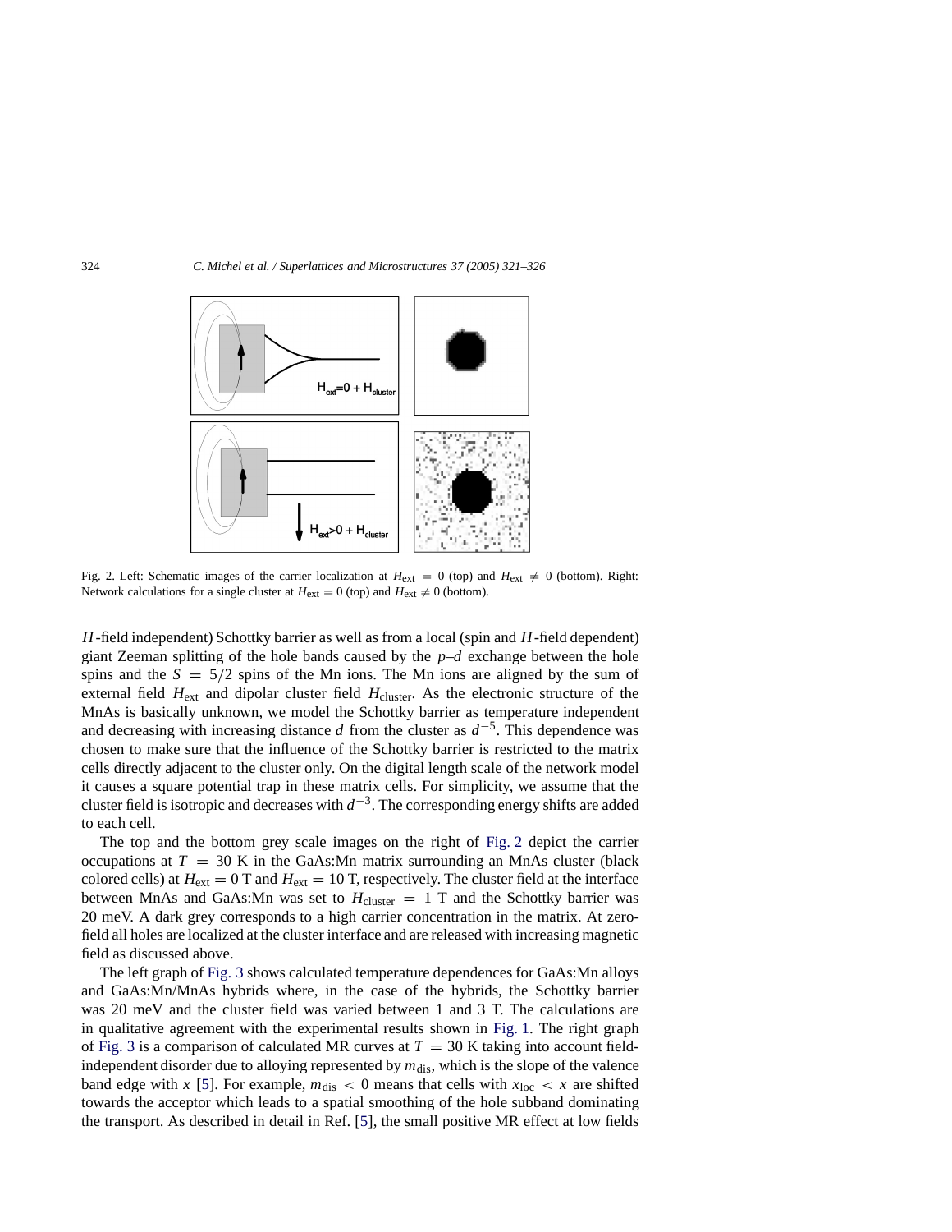Fig. 2. Left: Schematic images of the carrier localization at $H_{ext} = 0$ (top) and $H_{ext} \neq 0$ (bottom). Right: Network calculations for a single cluster at $H_{ext} = 0$ (top) and $H_{ext} \neq 0$ (bottom).

$H$-field independent) Schottky barrier as well as from a local (spin and $H$-field dependent) giant Zeeman splitting of the hole bands caused by the $p$–$d$ exchange between the hole spins and the $S = 5/2$ spins of the Mn ions. The Mn ions are aligned by the sum of external field $H_{ext}$ and dipolar cluster field $H_{cluster}$. As the electronic structure of the MnAs is basically unknown, we model the Schottky barrier as temperature independent and decreasing with increasing distance $d$ from the cluster as $d^{-5}$. This dependence was chosen to make sure that the influence of the Schottky barrier is restricted to the matrix cells directly adjacent to the cluster only. On the digital length scale of the network model it causes a square potential trap in these matrix cells. For simplicity, we assume that the cluster field is isotropic and decreases with $d^{-3}$. The corresponding energy shifts are added to each cell.

The top and the bottom grey scale images on the right of Fig. 2 depict the carrier occupations at $T = 30$ K in the GaAs:Mn matrix surrounding an MnAs cluster (black colored cells) at $H_{ext} = 0$ T and $H_{ext} = 10$ T, respectively. The cluster field at the interface between MnAs and GaAs:Mn was set to $H_{cluster} = 1$ T and the Schottky barrier was 20 meV. A dark grey corresponds to a high carrier concentration in the matrix. At zero-field all holes are localized at the cluster interface and are released with increasing magnetic field as discussed above.

The left graph of Fig. 3 shows calculated temperature dependences for GaAs:Mn alloys and GaAs:Mn/MnAs hybrids where, in the case of the hybrids, the Schottky barrier was 20 meV and the cluster field was varied between 1 and 3 T. The calculations are in qualitative agreement with the experimental results shown in Fig. 1. The right graph of Fig. 3 is a comparison of calculated MR curves at $T = 30$ K taking into account field-independent disorder due to alloying represented by $m_{dis}$, which is the slope of the valence band edge with $x$ [5]. For example, $m_{dis} < 0$ means that cells with $x_{loc} < x$ are shifted towards the acceptor which leads to a spatial smoothing of the hole subband dominating the transport. As described in detail in Ref. [5], the small positive MR effect at low fields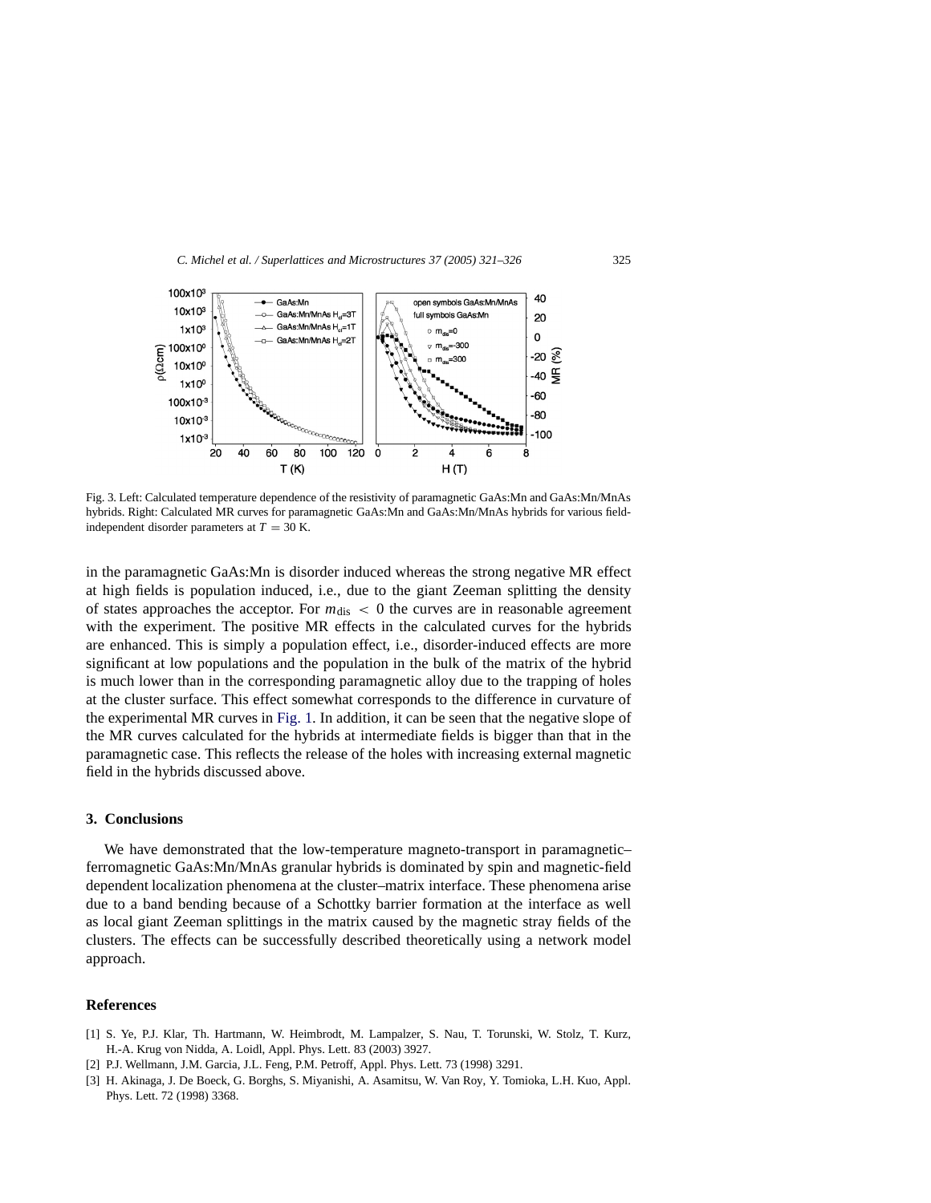100x10³
10x10³
1x10³
100x10⁰
10x10⁰
1x10⁰
100x10⁻³
10x10⁻³
1x10⁻³
ρ(Ωcm)
20 40 60 80 100 120
T (K)
GaAs:Mn
GaAs:Mn/MnAs H$_d$=3T
GaAs:Mn/MnAs H$_d$=1T
GaAs:Mn/MnAs H$_d$=2T

open symbols GaAs:Mn/MnAs
full symbols GaAs:Mn
$m_{dis}$=0
$m_{dis}$=-300
$m_{dis}$=300
40
20
0
-20
-40
-60
-80
-100
MR (%)
0 2 4 6 8
H (T)

Fig. 3. Left: Calculated temperature dependence of the resistivity of paramagnetic GaAs:Mn and GaAs:Mn/MnAs hybrids. Right: Calculated MR curves for paramagnetic GaAs:Mn and GaAs:Mn/MnAs hybrids for various field-independent disorder parameters at $T = 30$ K.

in the paramagnetic GaAs:Mn is disorder induced whereas the strong negative MR effect at high fields is population induced, i.e., due to the giant Zeeman splitting the density of states approaches the acceptor. For $m_{\text{dis}} < 0$ the curves are in reasonable agreement with the experiment. The positive MR effects in the calculated curves for the hybrids are enhanced. This is simply a population effect, i.e., disorder-induced effects are more significant at low populations and the population in the bulk of the matrix of the hybrid is much lower than in the corresponding paramagnetic alloy due to the trapping of holes at the cluster surface. This effect somewhat corresponds to the difference in curvature of the experimental MR curves in Fig. 1. In addition, it can be seen that the negative slope of the MR curves calculated for the hybrids at intermediate fields is bigger than that in the paramagnetic case. This reflects the release of the holes with increasing external magnetic field in the hybrids discussed above.

## 3. Conclusions

We have demonstrated that the low-temperature magneto-transport in paramagnetic–ferromagnetic GaAs:Mn/MnAs granular hybrids is dominated by spin and magnetic-field dependent localization phenomena at the cluster–matrix interface. These phenomena arise due to a band bending because of a Schottky barrier formation at the interface as well as local giant Zeeman splittings in the matrix caused by the magnetic stray fields of the clusters. The effects can be successfully described theoretically using a network model approach.

## References

[1] S. Ye, P.J. Klar, Th. Hartmann, W. Heimbrodt, M. Lampalzer, S. Nau, T. Torunski, W. Stolz, T. Kurz, H.-A. Krug von Nidda, A. Loidl, Appl. Phys. Lett. 83 (2003) 3927.

[2] P.J. Wellmann, J.M. Garcia, J.L. Feng, P.M. Petroff, Appl. Phys. Lett. 73 (1998) 3291.

[3] H. Akinaga, J. De Boeck, G. Borghs, S. Miyanishi, A. Asamitsu, W. Van Roy, Y. Tomioka, L.H. Kuo, Appl. Phys. Lett. 72 (1998) 3368.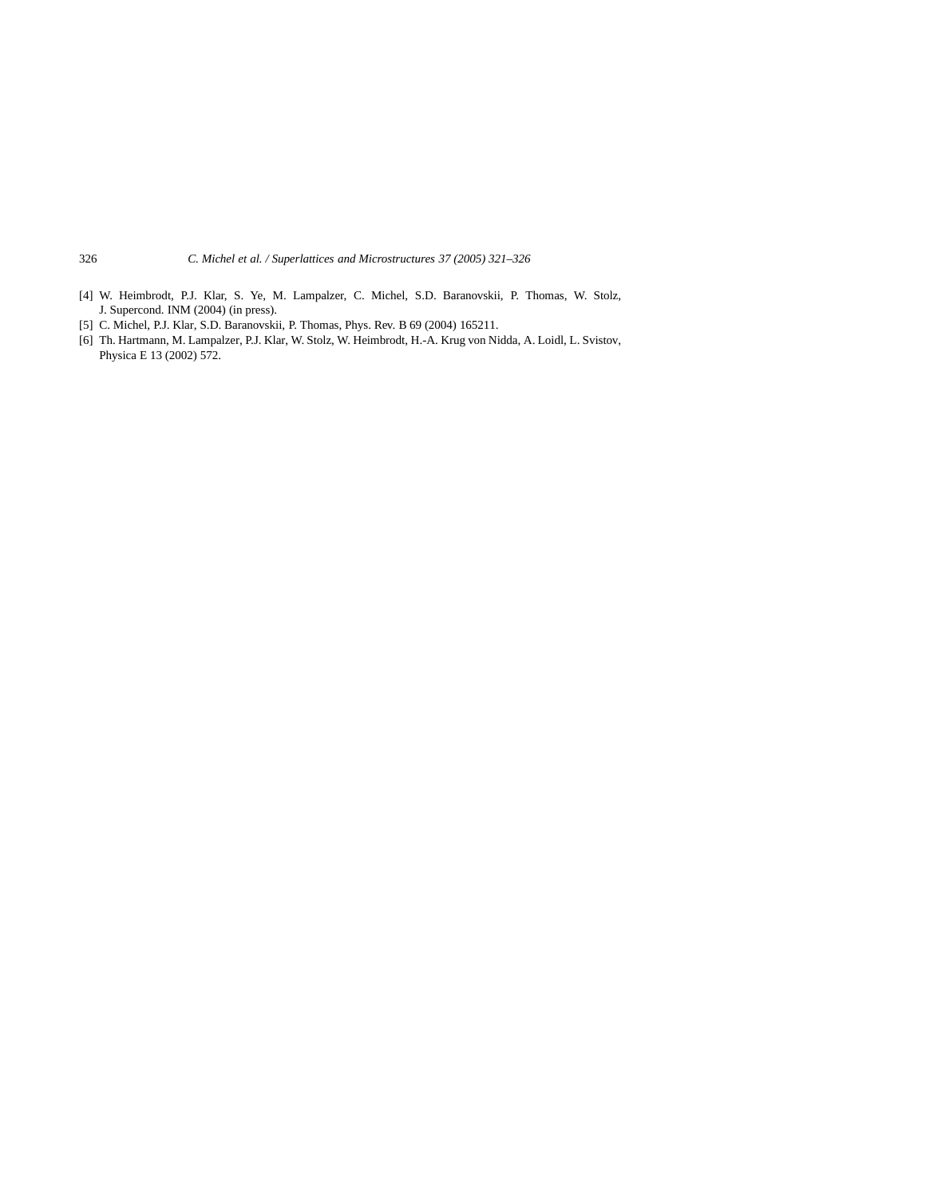[4] W. Heimbrodt, P.J. Klar, S. Ye, M. Lampalzer, C. Michel, S.D. Baranovskii, P. Thomas, W. Stolz, J. Supercond. INM (2004) (in press).
[5] C. Michel, P.J. Klar, S.D. Baranovskii, P. Thomas, Phys. Rev. B 69 (2004) 165211.
[6] Th. Hartmann, M. Lampalzer, P.J. Klar, W. Stolz, W. Heimbrodt, H.-A. Krug von Nidda, A. Loidl, L. Svistov, Physica E 13 (2002) 572.